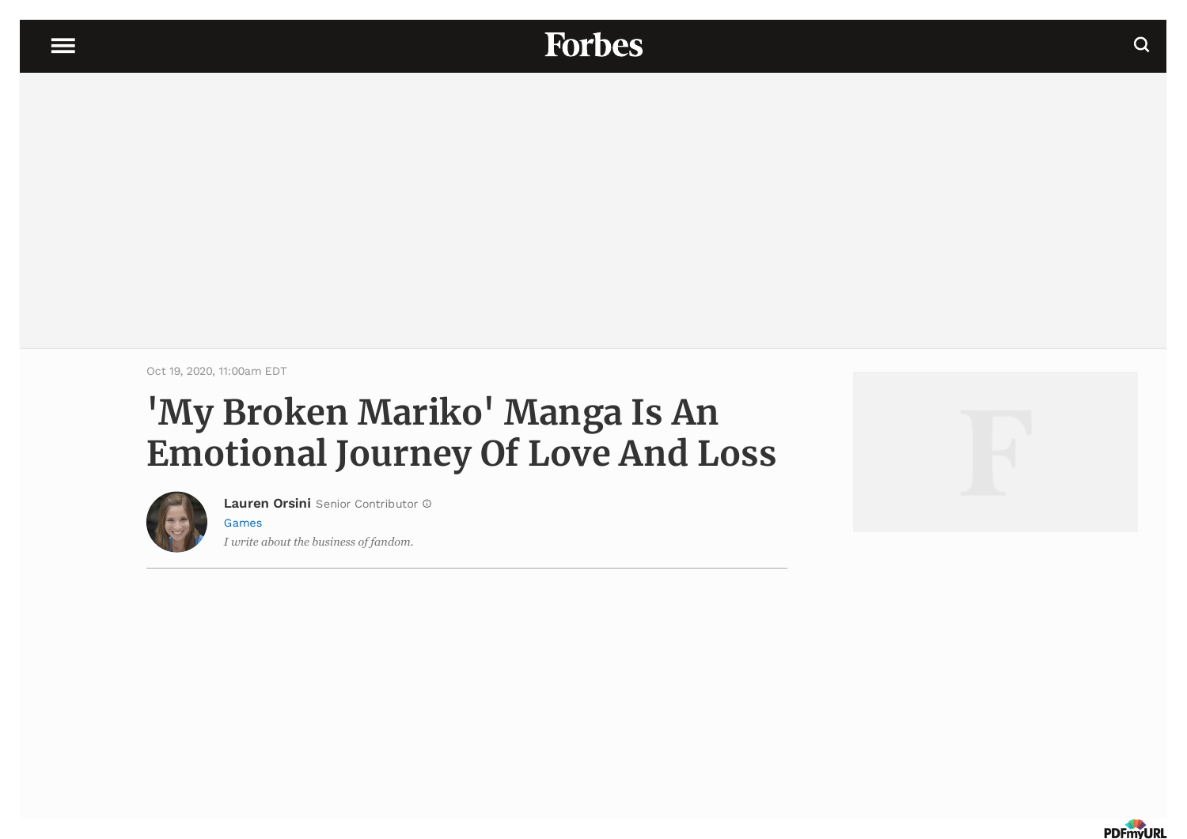Oct 19, 2020, 11:00am EDT

# 'My Broken Mariko' Manga Is An Emotional Journey Of Love And Loss

**Lauren Orsini** Senior Contributor

Games

*I write about the business of fandom.*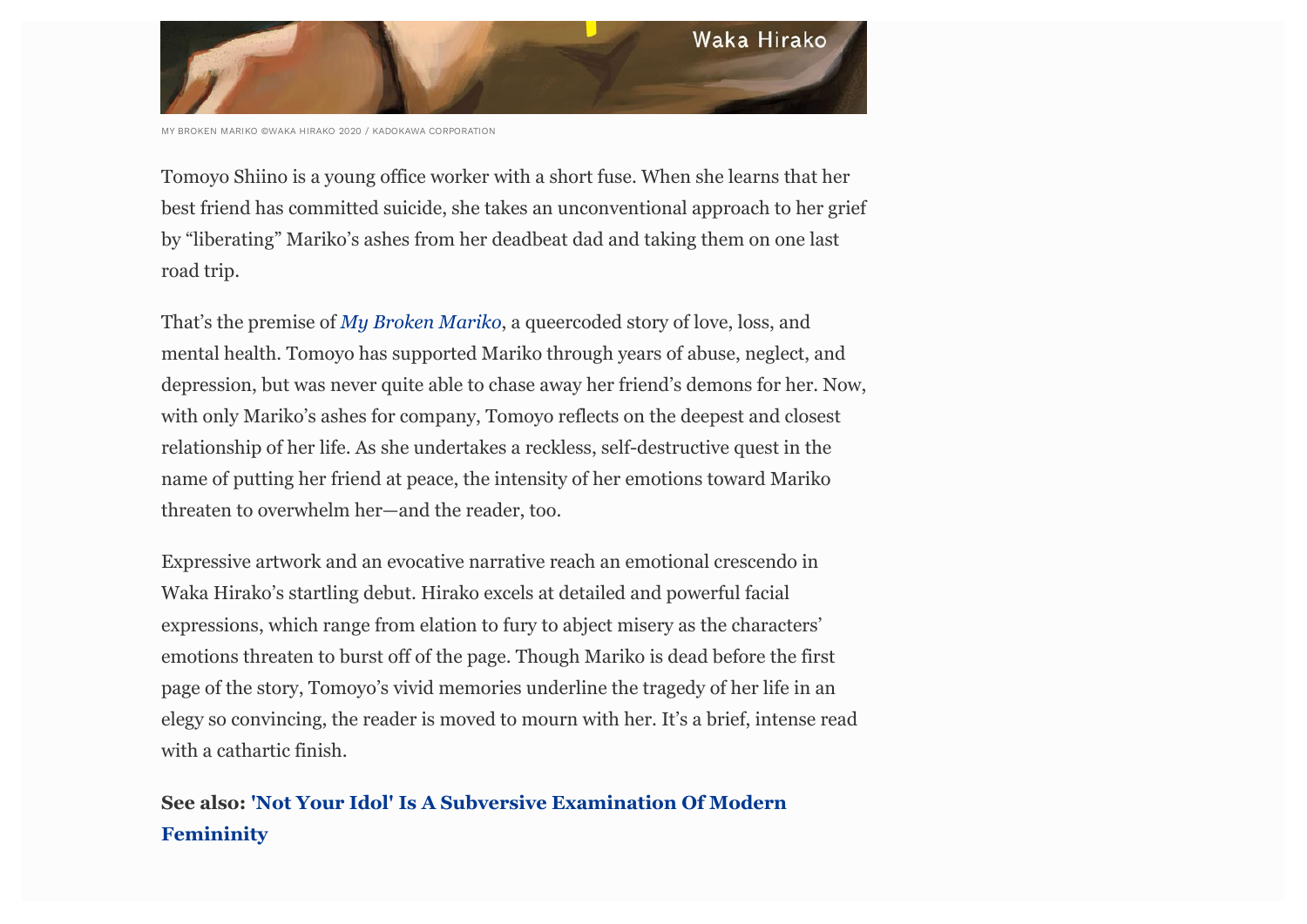MY BROKEN MARIKO ©WAKA HIRAKO 2020 / KADOKAWA CORPORATION

Tomoyo Shiino is a young office worker with a short fuse. When she learns that her best friend has committed suicide, she takes an unconventional approach to her grief by "liberating" Mariko's ashes from her deadbeat dad and taking them on one last road trip.

That's the premise of *My Broken Mariko*, a queercoded story of love, loss, and mental health. Tomoyo has supported Mariko through years of abuse, neglect, and depression, but was never quite able to chase away her friend's demons for her. Now, with only Mariko's ashes for company, Tomoyo reflects on the deepest and closest relationship of her life. As she undertakes a reckless, self-destructive quest in the name of putting her friend at peace, the intensity of her emotions toward Mariko threaten to overwhelm her—and the reader, too.

Expressive artwork and an evocative narrative reach an emotional crescendo in Waka Hirako's startling debut. Hirako excels at detailed and powerful facial expressions, which range from elation to fury to abject misery as the characters' emotions threaten to burst off of the page. Though Mariko is dead before the first page of the story, Tomoyo's vivid memories underline the tragedy of her life in an elegy so convincing, the reader is moved to mourn with her. It's a brief, intense read with a cathartic finish.

**See also: 'Not Your Idol' Is A Subversive Examination Of Modern Femininity**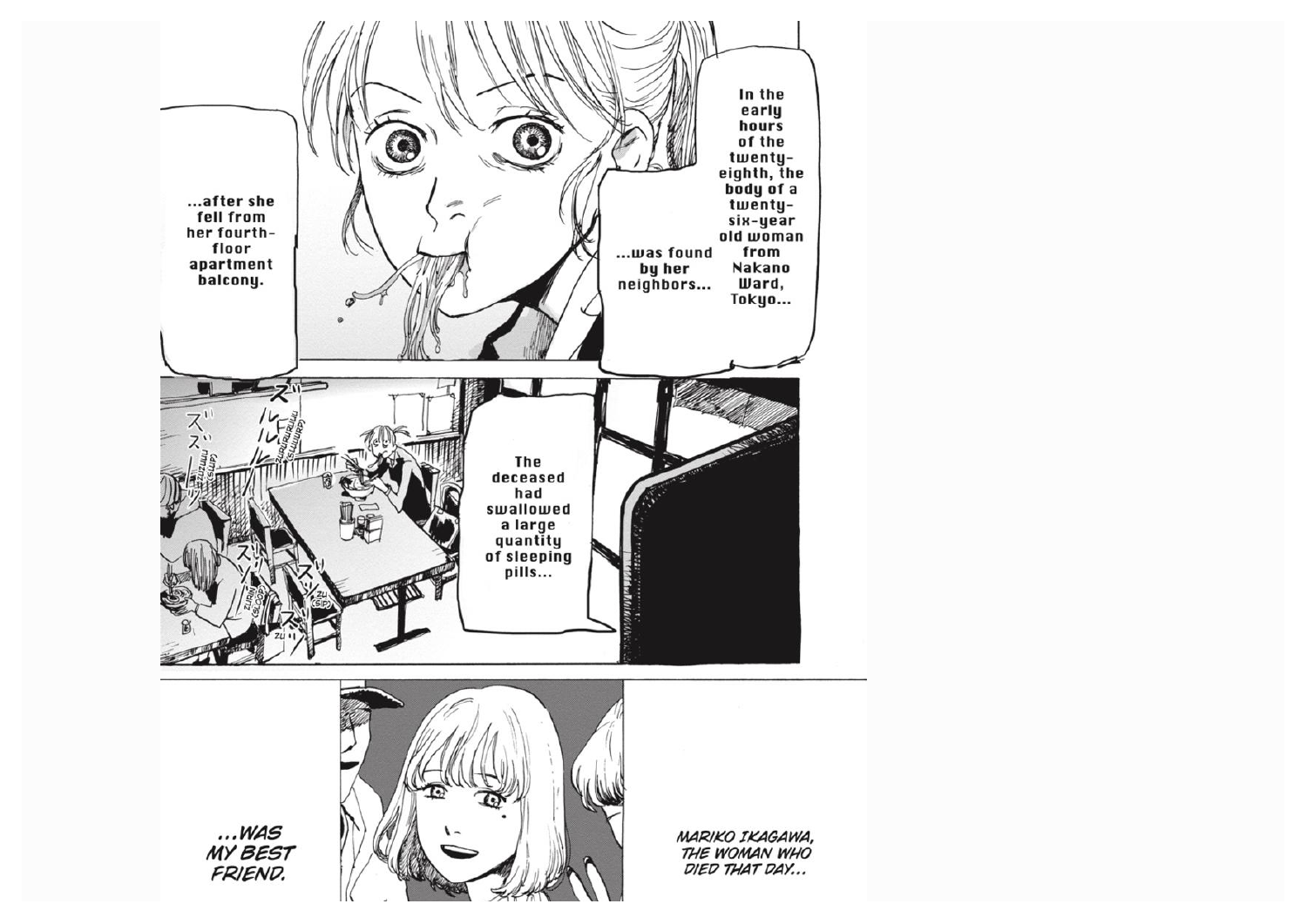In the early hours of the twenty-eighth, the body of a twenty-six-year old woman from Nakano Ward, Tokyo...

...was found by her neighbors...

...after she fell from her fourth-floor apartment balcony.

ズルルル ZURURURU (SHLURP)

ズズーッ ZUZUUU (SLIP)

The deceased had swallowed a large quantity of sleeping pills...

ズゾ ZURIN (SLOOP)

ズッ ZU (SIP)

ズ ZU

*MARIKO IKAGAWA, THE WOMAN WHO DIED THAT DAY...*

*...WAS MY BEST FRIEND.*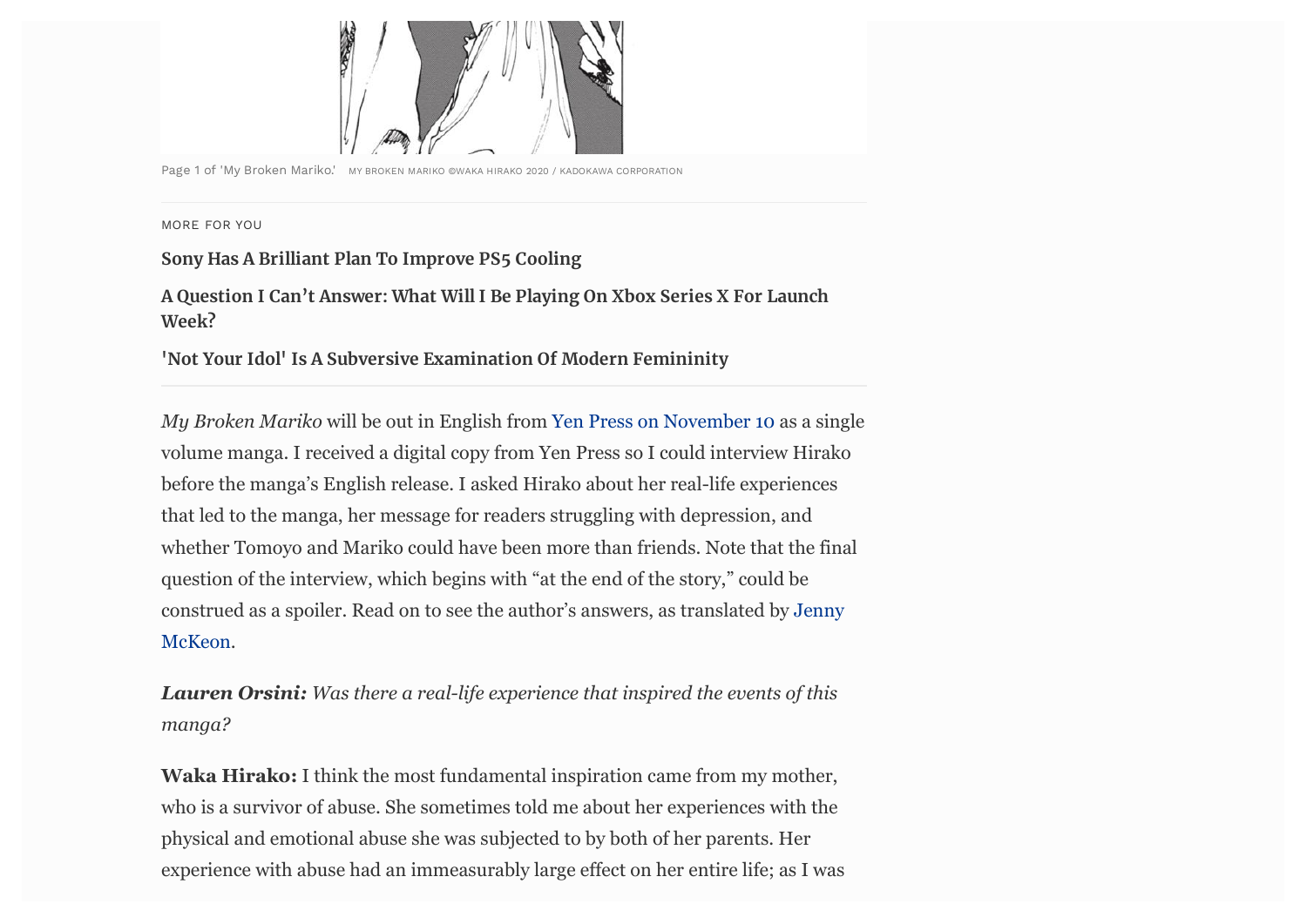Page 1 of 'My Broken Mariko.' MY BROKEN MARIKO ©WAKA HIRAKO 2020 / KADOKAWA CORPORATION

MORE FOR YOU

**Sony Has A Brilliant Plan To Improve PS5 Cooling**

**A Question I Can't Answer: What Will I Be Playing On Xbox Series X For Launch Week?**

**'Not Your Idol' Is A Subversive Examination Of Modern Femininity**

*My Broken Mariko* will be out in English from Yen Press on November 10 as a single volume manga. I received a digital copy from Yen Press so I could interview Hirako before the manga's English release. I asked Hirako about her real-life experiences that led to the manga, her message for readers struggling with depression, and whether Tomoyo and Mariko could have been more than friends. Note that the final question of the interview, which begins with "at the end of the story," could be construed as a spoiler. Read on to see the author's answers, as translated by Jenny McKeon.

***Lauren Orsini:*** *Was there a real-life experience that inspired the events of this manga?*

**Waka Hirako:** I think the most fundamental inspiration came from my mother, who is a survivor of abuse. She sometimes told me about her experiences with the physical and emotional abuse she was subjected to by both of her parents. Her experience with abuse had an immeasurably large effect on her entire life; as I was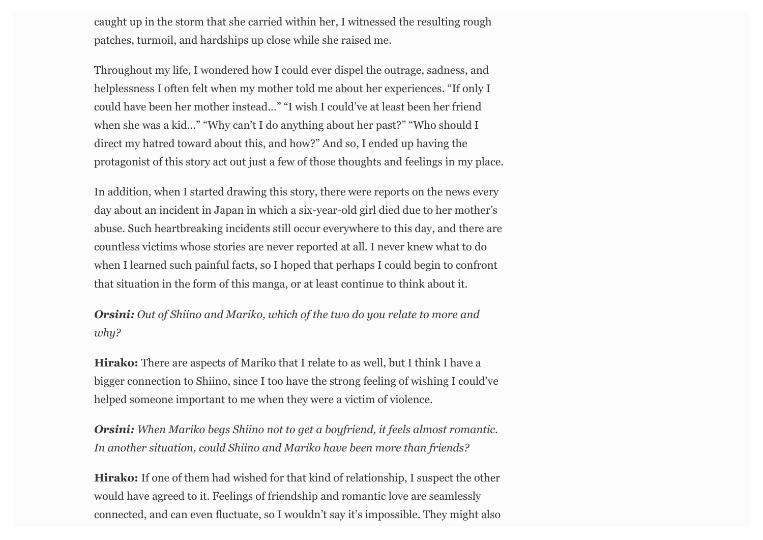caught up in the storm that she carried within her, I witnessed the resulting rough patches, turmoil, and hardships up close while she raised me.

Throughout my life, I wondered how I could ever dispel the outrage, sadness, and helplessness I often felt when my mother told me about her experiences. "If only I could have been her mother instead…" "I wish I could've at least been her friend when she was a kid…" "Why can't I do anything about her past?" "Who should I direct my hatred toward about this, and how?" And so, I ended up having the protagonist of this story act out just a few of those thoughts and feelings in my place.

In addition, when I started drawing this story, there were reports on the news every day about an incident in Japan in which a six-year-old girl died due to her mother's abuse. Such heartbreaking incidents still occur everywhere to this day, and there are countless victims whose stories are never reported at all. I never knew what to do when I learned such painful facts, so I hoped that perhaps I could begin to confront that situation in the form of this manga, or at least continue to think about it.

***Orsini:*** *Out of Shiino and Mariko, which of the two do you relate to more and why?*

**Hirako:** There are aspects of Mariko that I relate to as well, but I think I have a bigger connection to Shiino, since I too have the strong feeling of wishing I could've helped someone important to me when they were a victim of violence.

***Orsini:*** *When Mariko begs Shiino not to get a boyfriend, it feels almost romantic. In another situation, could Shiino and Mariko have been more than friends?*

**Hirako:** If one of them had wished for that kind of relationship, I suspect the other would have agreed to it. Feelings of friendship and romantic love are seamlessly connected, and can even fluctuate, so I wouldn't say it's impossible. They might also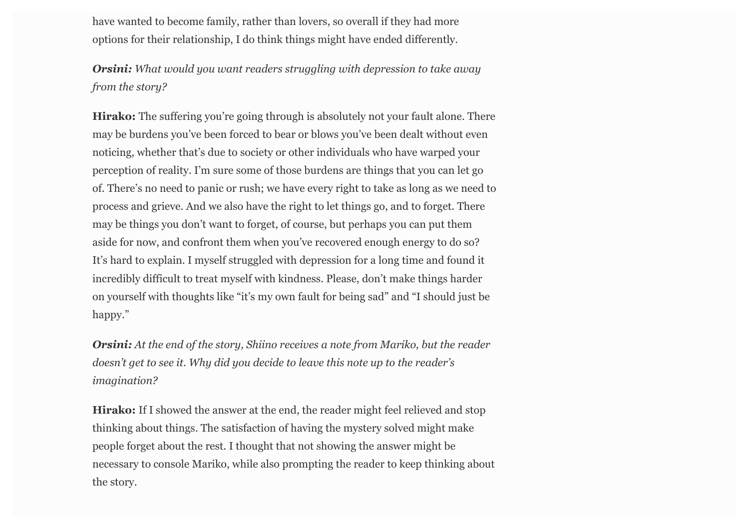have wanted to become family, rather than lovers, so overall if they had more options for their relationship, I do think things might have ended differently.

***Orsini:*** *What would you want readers struggling with depression to take away from the story?*

**Hirako:** The suffering you're going through is absolutely not your fault alone. There may be burdens you've been forced to bear or blows you've been dealt without even noticing, whether that's due to society or other individuals who have warped your perception of reality. I'm sure some of those burdens are things that you can let go of. There's no need to panic or rush; we have every right to take as long as we need to process and grieve. And we also have the right to let things go, and to forget. There may be things you don't want to forget, of course, but perhaps you can put them aside for now, and confront them when you've recovered enough energy to do so? It's hard to explain. I myself struggled with depression for a long time and found it incredibly difficult to treat myself with kindness. Please, don't make things harder on yourself with thoughts like "it's my own fault for being sad" and "I should just be happy."

***Orsini:*** *At the end of the story, Shiino receives a note from Mariko, but the reader doesn't get to see it. Why did you decide to leave this note up to the reader's imagination?*

**Hirako:** If I showed the answer at the end, the reader might feel relieved and stop thinking about things. The satisfaction of having the mystery solved might make people forget about the rest. I thought that not showing the answer might be necessary to console Mariko, while also prompting the reader to keep thinking about the story.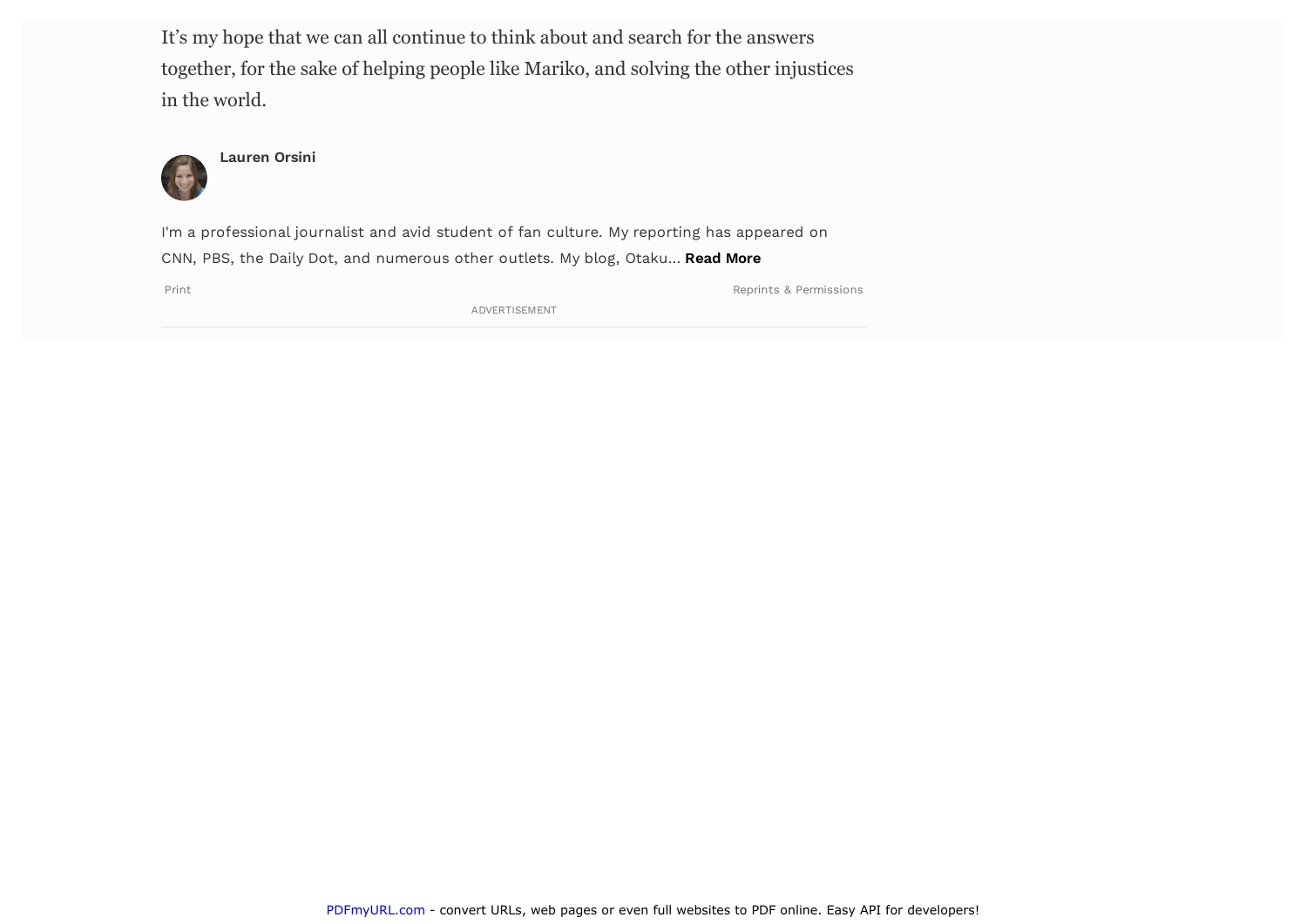It's my hope that we can all continue to think about and search for the answers together, for the sake of helping people like Mariko, and solving the other injustices in the world.

**Lauren Orsini**

I'm a professional journalist and avid student of fan culture. My reporting has appeared on CNN, PBS, the Daily Dot, and numerous other outlets. My blog, Otaku... **Read More**

Print

Reprints & Permissions

ADVERTISEMENT